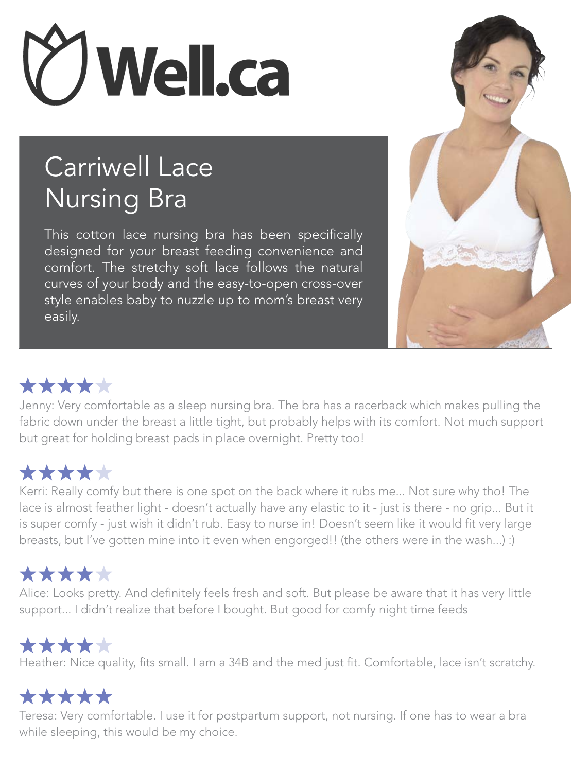# Well.ca

## Carriwell Lace Nursing Bra

This cotton lace nursing bra has been specifically designed for your breast feeding convenience and comfort. The stretchy soft lace follows the natural curves of your body and the easy-to-open cross-over style enables baby to nuzzle up to mom's breast very easily.

★★★★☆

Jenny: Very comfortable as a sleep nursing bra. The bra has a racerback which makes pulling the fabric down under the breast a little tight, but probably helps with its comfort. Not much support but great for holding breast pads in place overnight. Pretty too!

★★★★☆

Kerri: Really comfy but there is one spot on the back where it rubs me... Not sure why tho! The lace is almost feather light - doesn't actually have any elastic to it - just is there - no grip... But it is super comfy - just wish it didn't rub. Easy to nurse in! Doesn't seem like it would fit very large breasts, but I've gotten mine into it even when engorged!! (the others were in the wash...) :)

★★★★☆

Alice: Looks pretty. And definitely feels fresh and soft. But please be aware that it has very little support... I didn't realize that before I bought. But good for comfy night time feeds

★★★★☆

Heather: Nice quality, fits small. I am a 34B and the med just fit. Comfortable, lace isn't scratchy.

★★★★★

Teresa: Very comfortable. I use it for postpartum support, not nursing. If one has to wear a bra while sleeping, this would be my choice.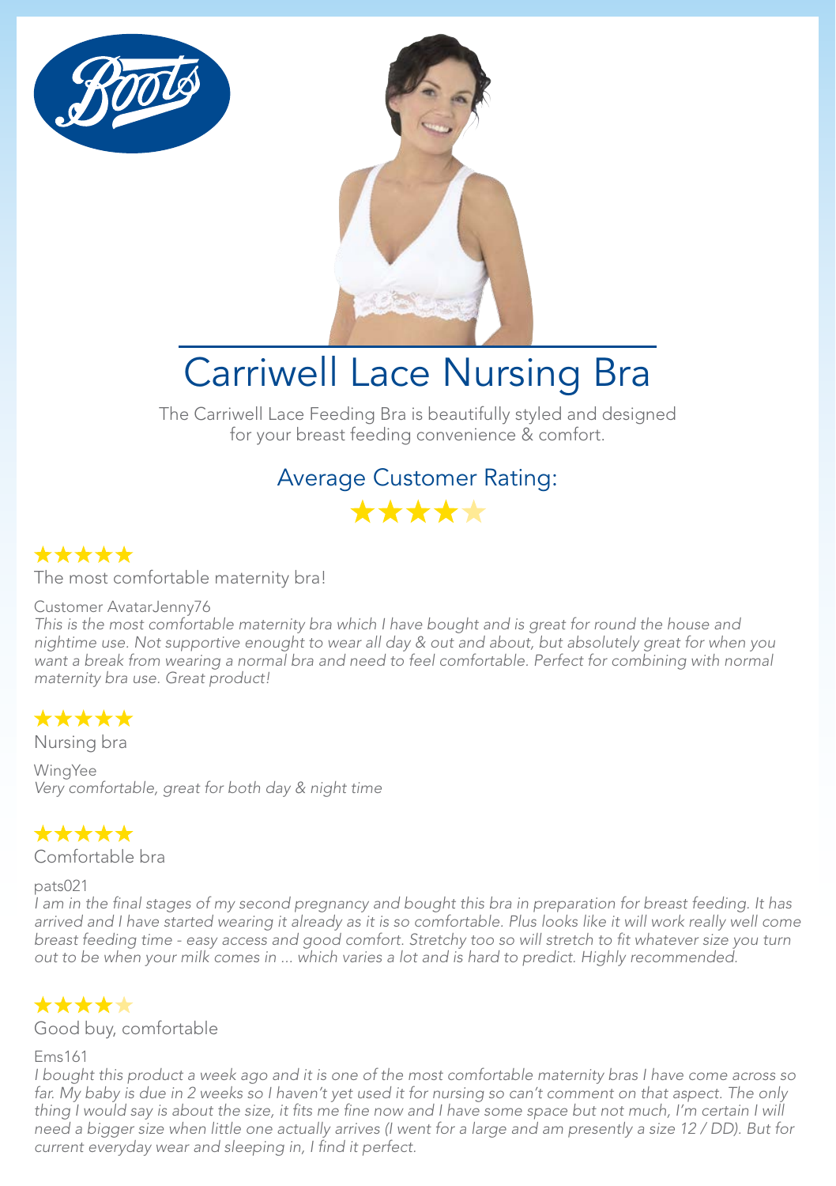# Carriwell Lace Nursing Bra

The Carriwell Lace Feeding Bra is beautifully styled and designed for your breast feeding convenience & comfort.

## Average Customer Rating:

★★★★☆

★★★★★

### The most comfortable maternity bra!

Customer AvatarJenny76

*This is the most comfortable maternity bra which I have bought and is great for round the house and nightime use. Not supportive enought to wear all day & out and about, but absolutely great for when you want a break from wearing a normal bra and need to feel comfortable. Perfect for combining with normal maternity bra use. Great product!*

★★★★★

### Nursing bra

WingYee

*Very comfortable, great for both day & night time*

★★★★★

### Comfortable bra

pats021

*I am in the final stages of my second pregnancy and bought this bra in preparation for breast feeding. It has arrived and I have started wearing it already as it is so comfortable. Plus looks like it will work really well come breast feeding time - easy access and good comfort. Stretchy too so will stretch to fit whatever size you turn out to be when your milk comes in ... which varies a lot and is hard to predict. Highly recommended.*

★★★★☆

### Good buy, comfortable

Ems161

*I bought this product a week ago and it is one of the most comfortable maternity bras I have come across so far. My baby is due in 2 weeks so I haven't yet used it for nursing so can't comment on that aspect. The only thing I would say is about the size, it fits me fine now and I have some space but not much, I'm certain I will need a bigger size when little one actually arrives (I went for a large and am presently a size 12 / DD). But for current everyday wear and sleeping in, I find it perfect.*